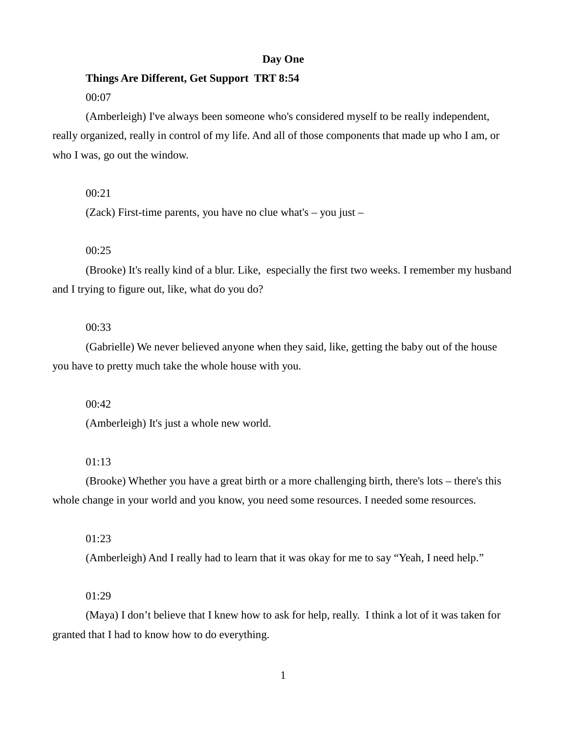# Day One

**Things Are Different, Get Support TRT 8:54**

00:07

(Amberleigh) I've always been someone who's considered myself to be really independent, really organized, really in control of my life. And all of those components that made up who I am, or who I was, go out the window.

00:21

(Zack) First-time parents, you have no clue what's – you just –

00:25

(Brooke) It's really kind of a blur. Like, especially the first two weeks. I remember my husband and I trying to figure out, like, what do you do?

00:33

(Gabrielle) We never believed anyone when they said, like, getting the baby out of the house you have to pretty much take the whole house with you.

00:42

(Amberleigh) It's just a whole new world.

01:13

(Brooke) Whether you have a great birth or a more challenging birth, there's lots – there's this whole change in your world and you know, you need some resources. I needed some resources.

01:23

(Amberleigh) And I really had to learn that it was okay for me to say "Yeah, I need help."

01:29

(Maya) I don't believe that I knew how to ask for help, really. I think a lot of it was taken for granted that I had to know how to do everything.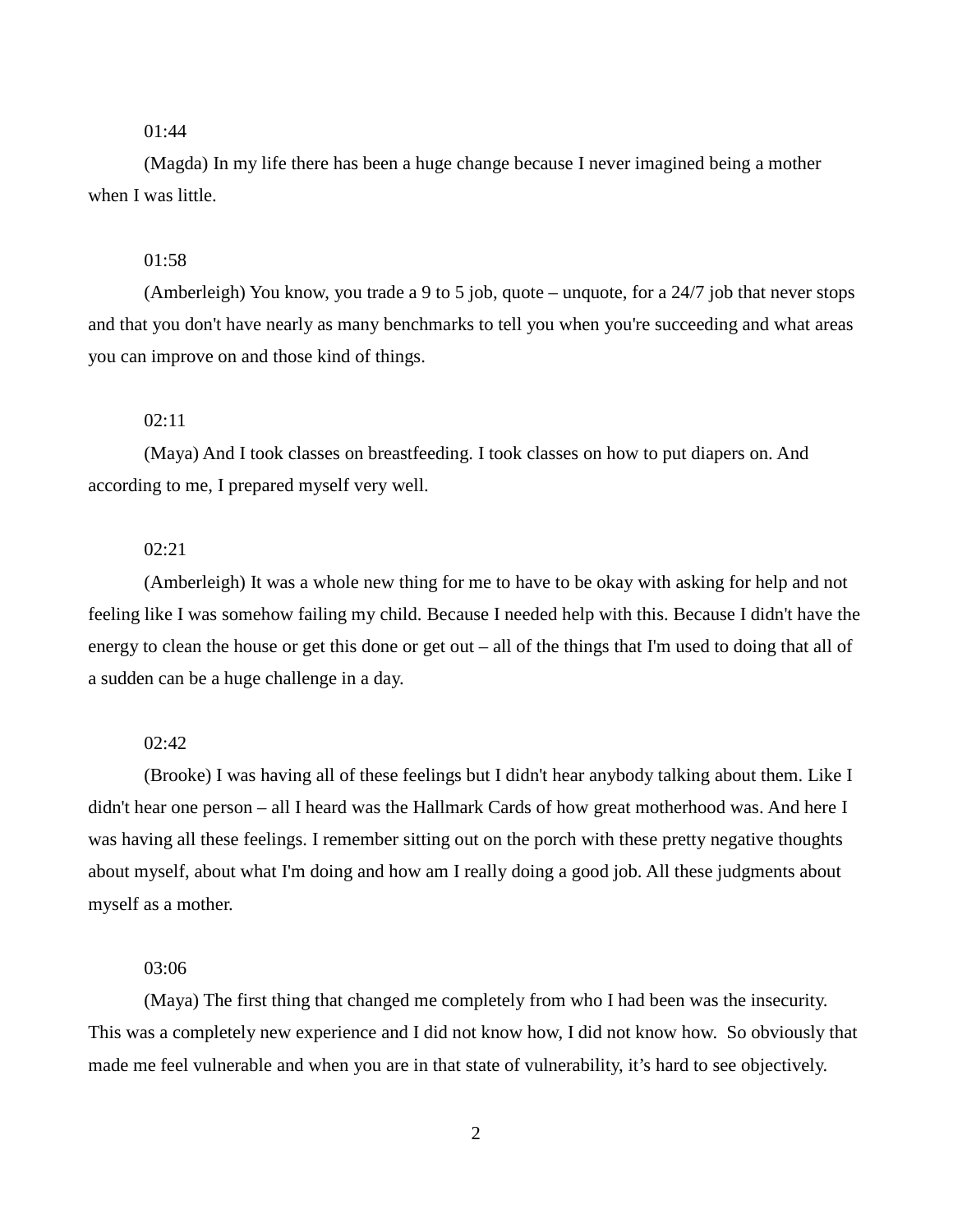01:44

(Magda) In my life there has been a huge change because I never imagined being a mother when I was little.

01:58

(Amberleigh) You know, you trade a 9 to 5 job, quote – unquote, for a 24/7 job that never stops and that you don't have nearly as many benchmarks to tell you when you're succeeding and what areas you can improve on and those kind of things.

02:11

(Maya) And I took classes on breastfeeding. I took classes on how to put diapers on. And according to me, I prepared myself very well.

02:21

(Amberleigh) It was a whole new thing for me to have to be okay with asking for help and not feeling like I was somehow failing my child. Because I needed help with this. Because I didn't have the energy to clean the house or get this done or get out – all of the things that I'm used to doing that all of a sudden can be a huge challenge in a day.

02:42

(Brooke) I was having all of these feelings but I didn't hear anybody talking about them. Like I didn't hear one person – all I heard was the Hallmark Cards of how great motherhood was. And here I was having all these feelings. I remember sitting out on the porch with these pretty negative thoughts about myself, about what I'm doing and how am I really doing a good job. All these judgments about myself as a mother.

03:06

(Maya) The first thing that changed me completely from who I had been was the insecurity. This was a completely new experience and I did not know how, I did not know how. So obviously that made me feel vulnerable and when you are in that state of vulnerability, it's hard to see objectively.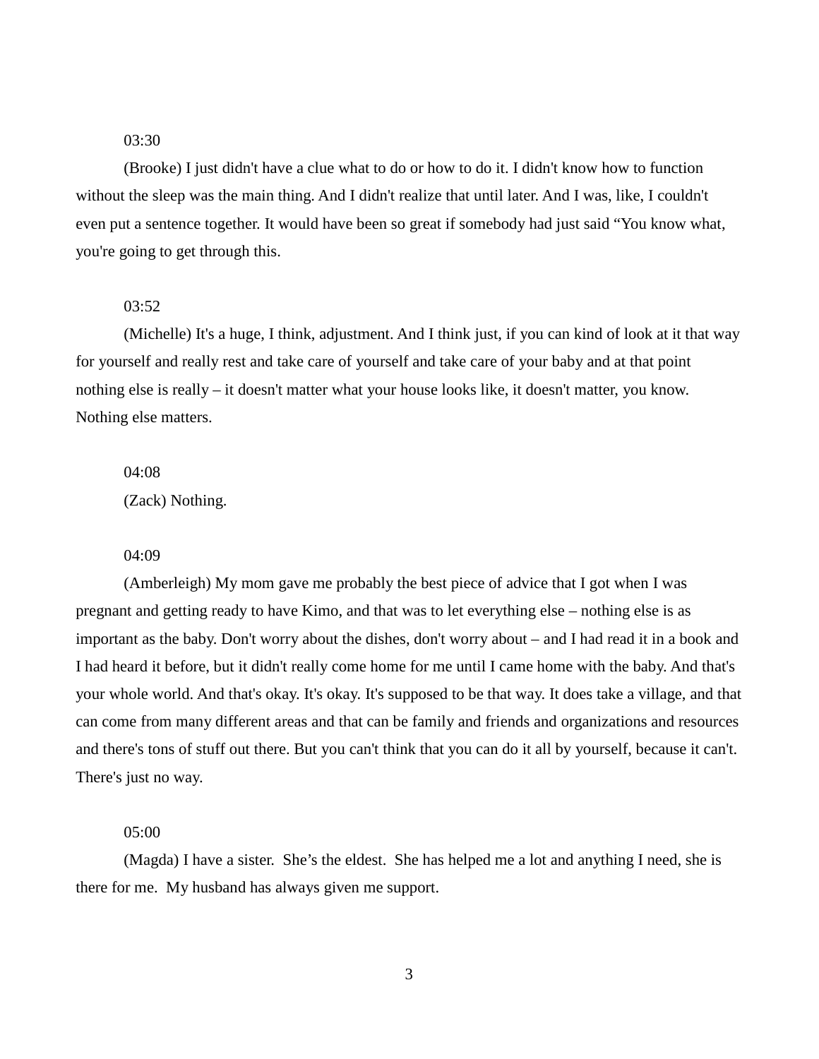03:30

(Brooke) I just didn't have a clue what to do or how to do it. I didn't know how to function without the sleep was the main thing. And I didn't realize that until later. And I was, like, I couldn't even put a sentence together. It would have been so great if somebody had just said "You know what, you're going to get through this.

03:52

(Michelle) It's a huge, I think, adjustment. And I think just, if you can kind of look at it that way for yourself and really rest and take care of yourself and take care of your baby and at that point nothing else is really – it doesn't matter what your house looks like, it doesn't matter, you know. Nothing else matters.

04:08

(Zack) Nothing.

04:09

(Amberleigh) My mom gave me probably the best piece of advice that I got when I was pregnant and getting ready to have Kimo, and that was to let everything else – nothing else is as important as the baby. Don't worry about the dishes, don't worry about – and I had read it in a book and I had heard it before, but it didn't really come home for me until I came home with the baby. And that's your whole world. And that's okay. It's okay. It's supposed to be that way. It does take a village, and that can come from many different areas and that can be family and friends and organizations and resources and there's tons of stuff out there. But you can't think that you can do it all by yourself, because it can't. There's just no way.

05:00

(Magda) I have a sister. She's the eldest. She has helped me a lot and anything I need, she is there for me. My husband has always given me support.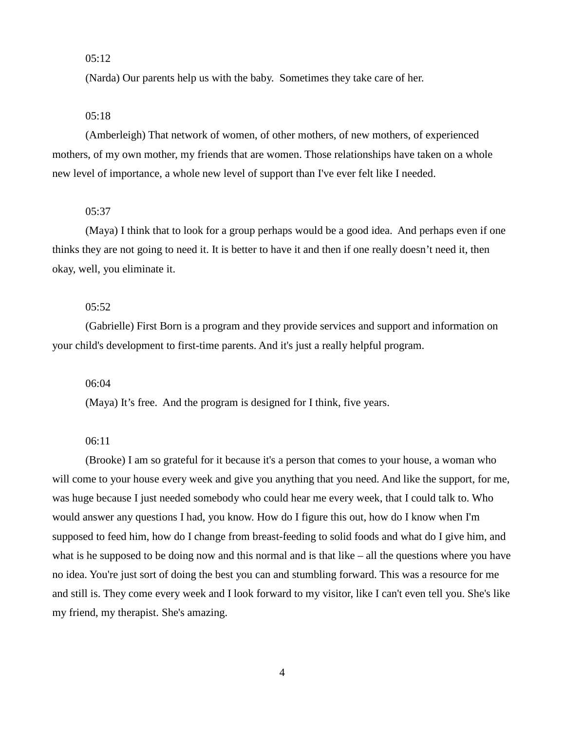05:12

(Narda) Our parents help us with the baby.  Sometimes they take care of her.

05:18

(Amberleigh) That network of women, of other mothers, of new mothers, of experienced mothers, of my own mother, my friends that are women. Those relationships have taken on a whole new level of importance, a whole new level of support than I've ever felt like I needed.

05:37

(Maya) I think that to look for a group perhaps would be a good idea.  And perhaps even if one thinks they are not going to need it. It is better to have it and then if one really doesn’t need it, then okay, well, you eliminate it.

05:52

(Gabrielle) First Born is a program and they provide services and support and information on your child's development to first-time parents. And it's just a really helpful program.

06:04

(Maya) It’s free.  And the program is designed for I think, five years.

06:11

(Brooke) I am so grateful for it because it's a person that comes to your house, a woman who will come to your house every week and give you anything that you need. And like the support, for me, was huge because I just needed somebody who could hear me every week, that I could talk to. Who would answer any questions I had, you know. How do I figure this out, how do I know when I'm supposed to feed him, how do I change from breast-feeding to solid foods and what do I give him, and what is he supposed to be doing now and this normal and is that like – all the questions where you have no idea. You're just sort of doing the best you can and stumbling forward. This was a resource for me and still is. They come every week and I look forward to my visitor, like I can't even tell you. She's like my friend, my therapist. She's amazing.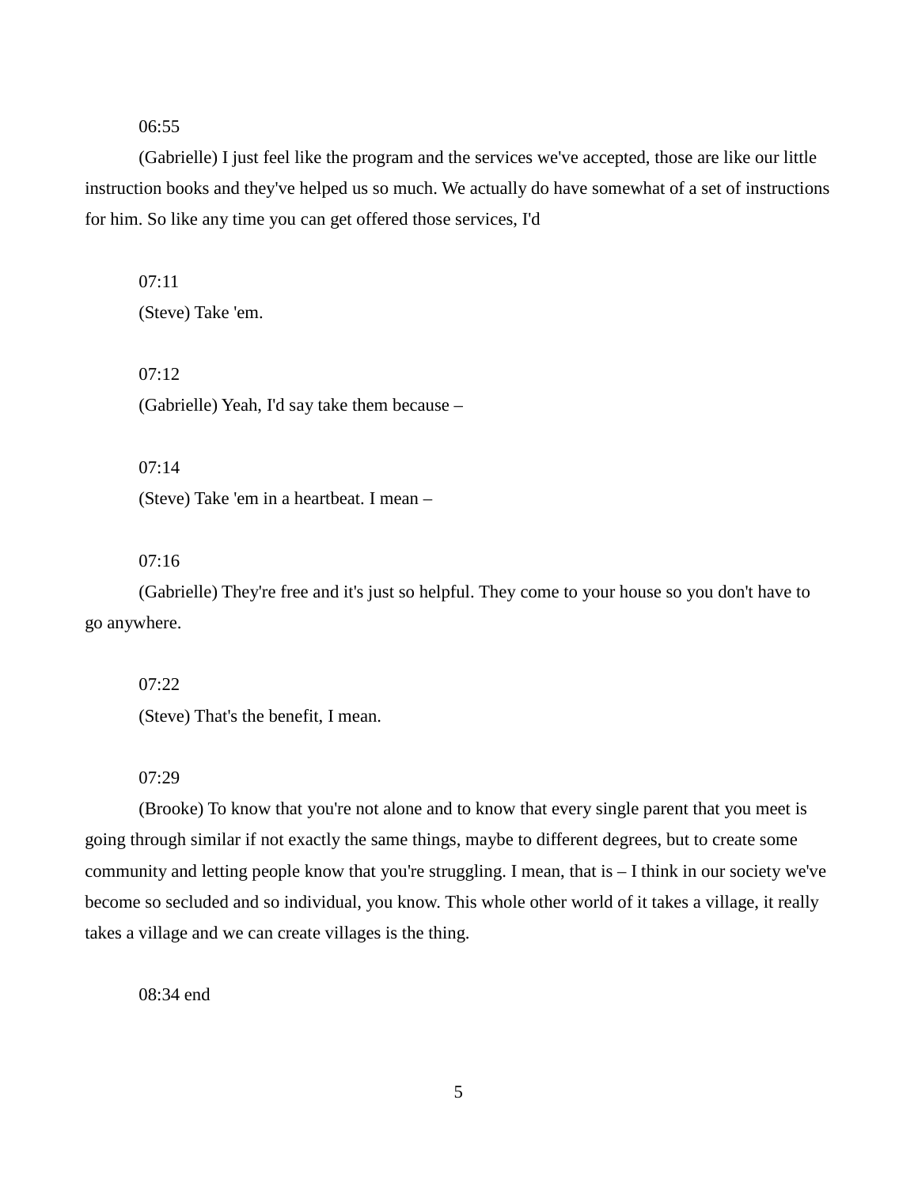06:55

(Gabrielle) I just feel like the program and the services we've accepted, those are like our little instruction books and they've helped us so much. We actually do have somewhat of a set of instructions for him. So like any time you can get offered those services, I'd

07:11

(Steve) Take 'em.

07:12

(Gabrielle) Yeah, I'd say take them because –

07:14

(Steve) Take 'em in a heartbeat. I mean –

07:16

(Gabrielle) They're free and it's just so helpful. They come to your house so you don't have to go anywhere.

07:22

(Steve) That's the benefit, I mean.

07:29

(Brooke) To know that you're not alone and to know that every single parent that you meet is going through similar if not exactly the same things, maybe to different degrees, but to create some community and letting people know that you're struggling. I mean, that is – I think in our society we've become so secluded and so individual, you know. This whole other world of it takes a village, it really takes a village and we can create villages is the thing.

08:34 end